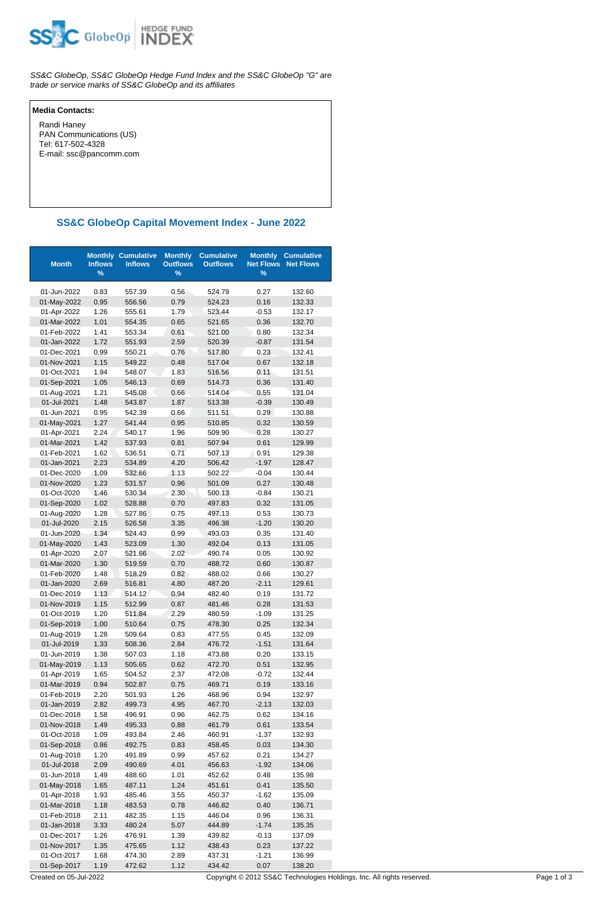SS&C GlobeOp HEDGE FUND INDEX

*SS&C GlobeOp, SS&C GlobeOp Hedge Fund Index and the SS&C GlobeOp "G" are trade or service marks of SS&C GlobeOp and its affiliates*

**Media Contacts:**

Randi Haney
PAN Communications (US)
Tel: 617-502-4328
E-mail: ssc@pancomm.com

## SS&C GlobeOp Capital Movement Index - June 2022

| Month | Monthly Inflows % | Cumulative Inflows | Monthly Outflows % | Cumulative Outflows | Monthly Net Flows % | Cumulative Net Flows |
|---|---|---|---|---|---|---|
| 01-Jun-2022 | 0.83 | 557.39 | 0.56 | 524.79 | 0.27 | 132.60 |
| 01-May-2022 | 0.95 | 556.56 | 0.79 | 524.23 | 0.16 | 132.33 |
| 01-Apr-2022 | 1.26 | 555.61 | 1.79 | 523.44 | -0.53 | 132.17 |
| 01-Mar-2022 | 1.01 | 554.35 | 0.65 | 521.65 | 0.36 | 132.70 |
| 01-Feb-2022 | 1.41 | 553.34 | 0.61 | 521.00 | 0.80 | 132.34 |
| 01-Jan-2022 | 1.72 | 551.93 | 2.59 | 520.39 | -0.87 | 131.54 |
| 01-Dec-2021 | 0.99 | 550.21 | 0.76 | 517.80 | 0.23 | 132.41 |
| 01-Nov-2021 | 1.15 | 549.22 | 0.48 | 517.04 | 0.67 | 132.18 |
| 01-Oct-2021 | 1.94 | 548.07 | 1.83 | 516.56 | 0.11 | 131.51 |
| 01-Sep-2021 | 1.05 | 546.13 | 0.69 | 514.73 | 0.36 | 131.40 |
| 01-Aug-2021 | 1.21 | 545.08 | 0.66 | 514.04 | 0.55 | 131.04 |
| 01-Jul-2021 | 1.48 | 543.87 | 1.87 | 513.38 | -0.39 | 130.49 |
| 01-Jun-2021 | 0.95 | 542.39 | 0.66 | 511.51 | 0.29 | 130.88 |
| 01-May-2021 | 1.27 | 541.44 | 0.95 | 510.85 | 0.32 | 130.59 |
| 01-Apr-2021 | 2.24 | 540.17 | 1.96 | 509.90 | 0.28 | 130.27 |
| 01-Mar-2021 | 1.42 | 537.93 | 0.81 | 507.94 | 0.61 | 129.99 |
| 01-Feb-2021 | 1.62 | 536.51 | 0.71 | 507.13 | 0.91 | 129.38 |
| 01-Jan-2021 | 2.23 | 534.89 | 4.20 | 506.42 | -1.97 | 128.47 |
| 01-Dec-2020 | 1.09 | 532.66 | 1.13 | 502.22 | -0.04 | 130.44 |
| 01-Nov-2020 | 1.23 | 531.57 | 0.96 | 501.09 | 0.27 | 130.48 |
| 01-Oct-2020 | 1.46 | 530.34 | 2.30 | 500.13 | -0.84 | 130.21 |
| 01-Sep-2020 | 1.02 | 528.88 | 0.70 | 497.83 | 0.32 | 131.05 |
| 01-Aug-2020 | 1.28 | 527.86 | 0.75 | 497.13 | 0.53 | 130.73 |
| 01-Jul-2020 | 2.15 | 526.58 | 3.35 | 496.38 | -1.20 | 130.20 |
| 01-Jun-2020 | 1.34 | 524.43 | 0.99 | 493.03 | 0.35 | 131.40 |
| 01-May-2020 | 1.43 | 523.09 | 1.30 | 492.04 | 0.13 | 131.05 |
| 01-Apr-2020 | 2.07 | 521.66 | 2.02 | 490.74 | 0.05 | 130.92 |
| 01-Mar-2020 | 1.30 | 519.59 | 0.70 | 488.72 | 0.60 | 130.87 |
| 01-Feb-2020 | 1.48 | 518.29 | 0.82 | 488.02 | 0.66 | 130.27 |
| 01-Jan-2020 | 2.69 | 516.81 | 4.80 | 487.20 | -2.11 | 129.61 |
| 01-Dec-2019 | 1.13 | 514.12 | 0.94 | 482.40 | 0.19 | 131.72 |
| 01-Nov-2019 | 1.15 | 512.99 | 0.87 | 481.46 | 0.28 | 131.53 |
| 01-Oct-2019 | 1.20 | 511.84 | 2.29 | 480.59 | -1.09 | 131.25 |
| 01-Sep-2019 | 1.00 | 510.64 | 0.75 | 478.30 | 0.25 | 132.34 |
| 01-Aug-2019 | 1.28 | 509.64 | 0.83 | 477.55 | 0.45 | 132.09 |
| 01-Jul-2019 | 1.33 | 508.36 | 2.84 | 476.72 | -1.51 | 131.64 |
| 01-Jun-2019 | 1.38 | 507.03 | 1.18 | 473.88 | 0.20 | 133.15 |
| 01-May-2019 | 1.13 | 505.65 | 0.62 | 472.70 | 0.51 | 132.95 |
| 01-Apr-2019 | 1.65 | 504.52 | 2.37 | 472.08 | -0.72 | 132.44 |
| 01-Mar-2019 | 0.94 | 502.87 | 0.75 | 469.71 | 0.19 | 133.16 |
| 01-Feb-2019 | 2.20 | 501.93 | 1.26 | 468.96 | 0.94 | 132.97 |
| 01-Jan-2019 | 2.82 | 499.73 | 4.95 | 467.70 | -2.13 | 132.03 |
| 01-Dec-2018 | 1.58 | 496.91 | 0.96 | 462.75 | 0.62 | 134.16 |
| 01-Nov-2018 | 1.49 | 495.33 | 0.88 | 461.79 | 0.61 | 133.54 |
| 01-Oct-2018 | 1.09 | 493.84 | 2.46 | 460.91 | -1.37 | 132.93 |
| 01-Sep-2018 | 0.86 | 492.75 | 0.83 | 458.45 | 0.03 | 134.30 |
| 01-Aug-2018 | 1.20 | 491.89 | 0.99 | 457.62 | 0.21 | 134.27 |
| 01-Jul-2018 | 2.09 | 490.69 | 4.01 | 456.63 | -1.92 | 134.06 |
| 01-Jun-2018 | 1.49 | 488.60 | 1.01 | 452.62 | 0.48 | 135.98 |
| 01-May-2018 | 1.65 | 487.11 | 1.24 | 451.61 | 0.41 | 135.50 |
| 01-Apr-2018 | 1.93 | 485.46 | 3.55 | 450.37 | -1.62 | 135.09 |
| 01-Mar-2018 | 1.18 | 483.53 | 0.78 | 446.82 | 0.40 | 136.71 |
| 01-Feb-2018 | 2.11 | 482.35 | 1.15 | 446.04 | 0.96 | 136.31 |
| 01-Jan-2018 | 3.33 | 480.24 | 5.07 | 444.89 | -1.74 | 135.35 |
| 01-Dec-2017 | 1.26 | 476.91 | 1.39 | 439.82 | -0.13 | 137.09 |
| 01-Nov-2017 | 1.35 | 475.65 | 1.12 | 438.43 | 0.23 | 137.22 |
| 01-Oct-2017 | 1.68 | 474.30 | 2.89 | 437.31 | -1.21 | 136.99 |
| 01-Sep-2017 | 1.19 | 472.62 | 1.12 | 434.42 | 0.07 | 138.20 |

Created on 05-Jul-2022 Copyright © 2012 SS&C Technologies Holdings, Inc. All rights reserved.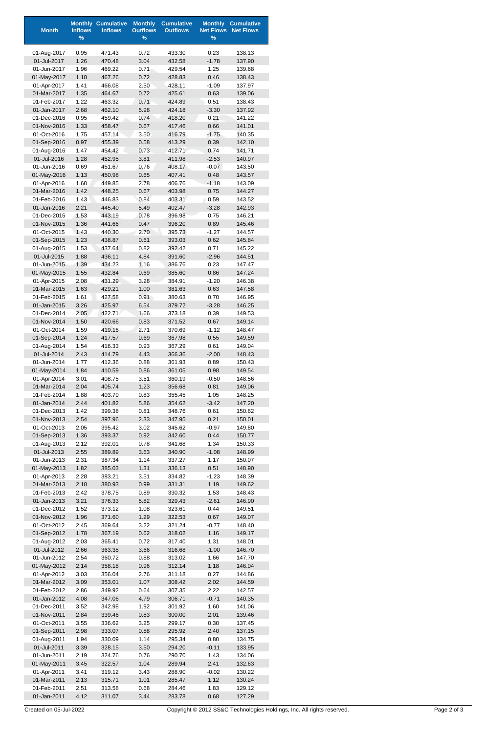| Month | Monthly Inflows % | Cumulative Inflows | Monthly Outflows % | Cumulative Outflows | Monthly Net Flows % | Cumulative Net Flows |
|---|---|---|---|---|---|---|
| 01-Aug-2017 | 0.95 | 471.43 | 0.72 | 433.30 | 0.23 | 138.13 |
| 01-Jul-2017 | 1.26 | 470.48 | 3.04 | 432.58 | -1.78 | 137.90 |
| 01-Jun-2017 | 1.96 | 469.22 | 0.71 | 429.54 | 1.25 | 139.68 |
| 01-May-2017 | 1.18 | 467.26 | 0.72 | 428.83 | 0.46 | 138.43 |
| 01-Apr-2017 | 1.41 | 466.08 | 2.50 | 428.11 | -1.09 | 137.97 |
| 01-Mar-2017 | 1.35 | 464.67 | 0.72 | 425.61 | 0.63 | 139.06 |
| 01-Feb-2017 | 1.22 | 463.32 | 0.71 | 424.89 | 0.51 | 138.43 |
| 01-Jan-2017 | 2.68 | 462.10 | 5.98 | 424.18 | -3.30 | 137.92 |
| 01-Dec-2016 | 0.95 | 459.42 | 0.74 | 418.20 | 0.21 | 141.22 |
| 01-Nov-2016 | 1.33 | 458.47 | 0.67 | 417.46 | 0.66 | 141.01 |
| 01-Oct-2016 | 1.75 | 457.14 | 3.50 | 416.79 | -1.75 | 140.35 |
| 01-Sep-2016 | 0.97 | 455.39 | 0.58 | 413.29 | 0.39 | 142.10 |
| 01-Aug-2016 | 1.47 | 454.42 | 0.73 | 412.71 | 0.74 | 141.71 |
| 01-Jul-2016 | 1.28 | 452.95 | 3.81 | 411.98 | -2.53 | 140.97 |
| 01-Jun-2016 | 0.69 | 451.67 | 0.76 | 408.17 | -0.07 | 143.50 |
| 01-May-2016 | 1.13 | 450.98 | 0.65 | 407.41 | 0.48 | 143.57 |
| 01-Apr-2016 | 1.60 | 449.85 | 2.78 | 406.76 | -1.18 | 143.09 |
| 01-Mar-2016 | 1.42 | 448.25 | 0.67 | 403.98 | 0.75 | 144.27 |
| 01-Feb-2016 | 1.43 | 446.83 | 0.84 | 403.31 | 0.59 | 143.52 |
| 01-Jan-2016 | 2.21 | 445.40 | 5.49 | 402.47 | -3.28 | 142.93 |
| 01-Dec-2015 | 1.53 | 443.19 | 0.78 | 396.98 | 0.75 | 146.21 |
| 01-Nov-2015 | 1.36 | 441.66 | 0.47 | 396.20 | 0.89 | 145.46 |
| 01-Oct-2015 | 1.43 | 440.30 | 2.70 | 395.73 | -1.27 | 144.57 |
| 01-Sep-2015 | 1.23 | 438.87 | 0.61 | 393.03 | 0.62 | 145.84 |
| 01-Aug-2015 | 1.53 | 437.64 | 0.82 | 392.42 | 0.71 | 145.22 |
| 01-Jul-2015 | 1.88 | 436.11 | 4.84 | 391.60 | -2.96 | 144.51 |
| 01-Jun-2015 | 1.39 | 434.23 | 1.16 | 386.76 | 0.23 | 147.47 |
| 01-May-2015 | 1.55 | 432.84 | 0.69 | 385.60 | 0.86 | 147.24 |
| 01-Apr-2015 | 2.08 | 431.29 | 3.28 | 384.91 | -1.20 | 146.38 |
| 01-Mar-2015 | 1.63 | 429.21 | 1.00 | 381.63 | 0.63 | 147.58 |
| 01-Feb-2015 | 1.61 | 427.58 | 0.91 | 380.63 | 0.70 | 146.95 |
| 01-Jan-2015 | 3.26 | 425.97 | 6.54 | 379.72 | -3.28 | 146.25 |
| 01-Dec-2014 | 2.05 | 422.71 | 1.66 | 373.18 | 0.39 | 149.53 |
| 01-Nov-2014 | 1.50 | 420.66 | 0.83 | 371.52 | 0.67 | 149.14 |
| 01-Oct-2014 | 1.59 | 419.16 | 2.71 | 370.69 | -1.12 | 148.47 |
| 01-Sep-2014 | 1.24 | 417.57 | 0.69 | 367.98 | 0.55 | 149.59 |
| 01-Aug-2014 | 1.54 | 416.33 | 0.93 | 367.29 | 0.61 | 149.04 |
| 01-Jul-2014 | 2.43 | 414.79 | 4.43 | 366.36 | -2.00 | 148.43 |
| 01-Jun-2014 | 1.77 | 412.36 | 0.88 | 361.93 | 0.89 | 150.43 |
| 01-May-2014 | 1.84 | 410.59 | 0.86 | 361.05 | 0.98 | 149.54 |
| 01-Apr-2014 | 3.01 | 408.75 | 3.51 | 360.19 | -0.50 | 148.56 |
| 01-Mar-2014 | 2.04 | 405.74 | 1.23 | 356.68 | 0.81 | 149.06 |
| 01-Feb-2014 | 1.88 | 403.70 | 0.83 | 355.45 | 1.05 | 148.25 |
| 01-Jan-2014 | 2.44 | 401.82 | 5.86 | 354.62 | -3.42 | 147.20 |
| 01-Dec-2013 | 1.42 | 399.38 | 0.81 | 348.76 | 0.61 | 150.62 |
| 01-Nov-2013 | 2.54 | 397.96 | 2.33 | 347.95 | 0.21 | 150.01 |
| 01-Oct-2013 | 2.05 | 395.42 | 3.02 | 345.62 | -0.97 | 149.80 |
| 01-Sep-2013 | 1.36 | 393.37 | 0.92 | 342.60 | 0.44 | 150.77 |
| 01-Aug-2013 | 2.12 | 392.01 | 0.78 | 341.68 | 1.34 | 150.33 |
| 01-Jul-2013 | 2.55 | 389.89 | 3.63 | 340.90 | -1.08 | 148.99 |
| 01-Jun-2013 | 2.31 | 387.34 | 1.14 | 337.27 | 1.17 | 150.07 |
| 01-May-2013 | 1.82 | 385.03 | 1.31 | 336.13 | 0.51 | 148.90 |
| 01-Apr-2013 | 2.28 | 383.21 | 3.51 | 334.82 | -1.23 | 148.39 |
| 01-Mar-2013 | 2.18 | 380.93 | 0.99 | 331.31 | 1.19 | 149.62 |
| 01-Feb-2013 | 2.42 | 378.75 | 0.89 | 330.32 | 1.53 | 148.43 |
| 01-Jan-2013 | 3.21 | 376.33 | 5.82 | 329.43 | -2.61 | 146.90 |
| 01-Dec-2012 | 1.52 | 373.12 | 1.08 | 323.61 | 0.44 | 149.51 |
| 01-Nov-2012 | 1.96 | 371.60 | 1.29 | 322.53 | 0.67 | 149.07 |
| 01-Oct-2012 | 2.45 | 369.64 | 3.22 | 321.24 | -0.77 | 148.40 |
| 01-Sep-2012 | 1.78 | 367.19 | 0.62 | 318.02 | 1.16 | 149.17 |
| 01-Aug-2012 | 2.03 | 365.41 | 0.72 | 317.40 | 1.31 | 148.01 |
| 01-Jul-2012 | 2.66 | 363.38 | 3.66 | 316.68 | -1.00 | 146.70 |
| 01-Jun-2012 | 2.54 | 360.72 | 0.88 | 313.02 | 1.66 | 147.70 |
| 01-May-2012 | 2.14 | 358.18 | 0.96 | 312.14 | 1.18 | 146.04 |
| 01-Apr-2012 | 3.03 | 356.04 | 2.76 | 311.18 | 0.27 | 144.86 |
| 01-Mar-2012 | 3.09 | 353.01 | 1.07 | 308.42 | 2.02 | 144.59 |
| 01-Feb-2012 | 2.86 | 349.92 | 0.64 | 307.35 | 2.22 | 142.57 |
| 01-Jan-2012 | 4.08 | 347.06 | 4.79 | 306.71 | -0.71 | 140.35 |
| 01-Dec-2011 | 3.52 | 342.98 | 1.92 | 301.92 | 1.60 | 141.06 |
| 01-Nov-2011 | 2.84 | 339.46 | 0.83 | 300.00 | 2.01 | 139.46 |
| 01-Oct-2011 | 3.55 | 336.62 | 3.25 | 299.17 | 0.30 | 137.45 |
| 01-Sep-2011 | 2.98 | 333.07 | 0.58 | 295.92 | 2.40 | 137.15 |
| 01-Aug-2011 | 1.94 | 330.09 | 1.14 | 295.34 | 0.80 | 134.75 |
| 01-Jul-2011 | 3.39 | 328.15 | 3.50 | 294.20 | -0.11 | 133.95 |
| 01-Jun-2011 | 2.19 | 324.76 | 0.76 | 290.70 | 1.43 | 134.06 |
| 01-May-2011 | 3.45 | 322.57 | 1.04 | 289.94 | 2.41 | 132.63 |
| 01-Apr-2011 | 3.41 | 319.12 | 3.43 | 288.90 | -0.02 | 130.22 |
| 01-Mar-2011 | 2.13 | 315.71 | 1.01 | 285.47 | 1.12 | 130.24 |
| 01-Feb-2011 | 2.51 | 313.58 | 0.68 | 284.46 | 1.83 | 129.12 |
| 01-Jan-2011 | 4.12 | 311.07 | 3.44 | 283.78 | 0.68 | 127.29 |

Created on 05-Jul-2022

Copyright © 2012 SS&C Technologies Holdings, Inc. All rights reserved.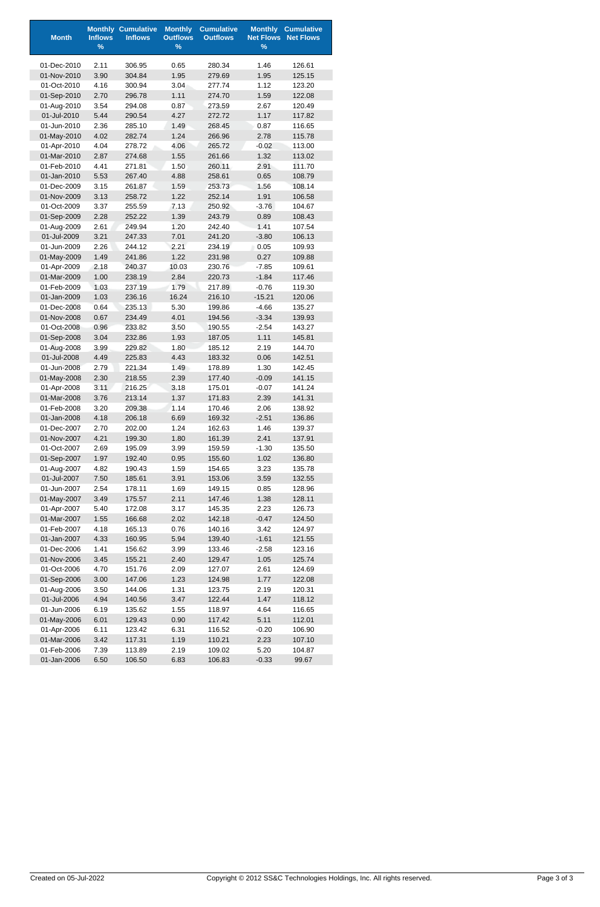| Month | Monthly Inflows % | Cumulative Inflows | Monthly Outflows % | Cumulative Outflows | Monthly Net Flows % | Cumulative Net Flows |
|---|---|---|---|---|---|---|
| 01-Dec-2010 | 2.11 | 306.95 | 0.65 | 280.34 | 1.46 | 126.61 |
| 01-Nov-2010 | 3.90 | 304.84 | 1.95 | 279.69 | 1.95 | 125.15 |
| 01-Oct-2010 | 4.16 | 300.94 | 3.04 | 277.74 | 1.12 | 123.20 |
| 01-Sep-2010 | 2.70 | 296.78 | 1.11 | 274.70 | 1.59 | 122.08 |
| 01-Aug-2010 | 3.54 | 294.08 | 0.87 | 273.59 | 2.67 | 120.49 |
| 01-Jul-2010 | 5.44 | 290.54 | 4.27 | 272.72 | 1.17 | 117.82 |
| 01-Jun-2010 | 2.36 | 285.10 | 1.49 | 268.45 | 0.87 | 116.65 |
| 01-May-2010 | 4.02 | 282.74 | 1.24 | 266.96 | 2.78 | 115.78 |
| 01-Apr-2010 | 4.04 | 278.72 | 4.06 | 265.72 | -0.02 | 113.00 |
| 01-Mar-2010 | 2.87 | 274.68 | 1.55 | 261.66 | 1.32 | 113.02 |
| 01-Feb-2010 | 4.41 | 271.81 | 1.50 | 260.11 | 2.91 | 111.70 |
| 01-Jan-2010 | 5.53 | 267.40 | 4.88 | 258.61 | 0.65 | 108.79 |
| 01-Dec-2009 | 3.15 | 261.87 | 1.59 | 253.73 | 1.56 | 108.14 |
| 01-Nov-2009 | 3.13 | 258.72 | 1.22 | 252.14 | 1.91 | 106.58 |
| 01-Oct-2009 | 3.37 | 255.59 | 7.13 | 250.92 | -3.76 | 104.67 |
| 01-Sep-2009 | 2.28 | 252.22 | 1.39 | 243.79 | 0.89 | 108.43 |
| 01-Aug-2009 | 2.61 | 249.94 | 1.20 | 242.40 | 1.41 | 107.54 |
| 01-Jul-2009 | 3.21 | 247.33 | 7.01 | 241.20 | -3.80 | 106.13 |
| 01-Jun-2009 | 2.26 | 244.12 | 2.21 | 234.19 | 0.05 | 109.93 |
| 01-May-2009 | 1.49 | 241.86 | 1.22 | 231.98 | 0.27 | 109.88 |
| 01-Apr-2009 | 2.18 | 240.37 | 10.03 | 230.76 | -7.85 | 109.61 |
| 01-Mar-2009 | 1.00 | 238.19 | 2.84 | 220.73 | -1.84 | 117.46 |
| 01-Feb-2009 | 1.03 | 237.19 | 1.79 | 217.89 | -0.76 | 119.30 |
| 01-Jan-2009 | 1.03 | 236.16 | 16.24 | 216.10 | -15.21 | 120.06 |
| 01-Dec-2008 | 0.64 | 235.13 | 5.30 | 199.86 | -4.66 | 135.27 |
| 01-Nov-2008 | 0.67 | 234.49 | 4.01 | 194.56 | -3.34 | 139.93 |
| 01-Oct-2008 | 0.96 | 233.82 | 3.50 | 190.55 | -2.54 | 143.27 |
| 01-Sep-2008 | 3.04 | 232.86 | 1.93 | 187.05 | 1.11 | 145.81 |
| 01-Aug-2008 | 3.99 | 229.82 | 1.80 | 185.12 | 2.19 | 144.70 |
| 01-Jul-2008 | 4.49 | 225.83 | 4.43 | 183.32 | 0.06 | 142.51 |
| 01-Jun-2008 | 2.79 | 221.34 | 1.49 | 178.89 | 1.30 | 142.45 |
| 01-May-2008 | 2.30 | 218.55 | 2.39 | 177.40 | -0.09 | 141.15 |
| 01-Apr-2008 | 3.11 | 216.25 | 3.18 | 175.01 | -0.07 | 141.24 |
| 01-Mar-2008 | 3.76 | 213.14 | 1.37 | 171.83 | 2.39 | 141.31 |
| 01-Feb-2008 | 3.20 | 209.38 | 1.14 | 170.46 | 2.06 | 138.92 |
| 01-Jan-2008 | 4.18 | 206.18 | 6.69 | 169.32 | -2.51 | 136.86 |
| 01-Dec-2007 | 2.70 | 202.00 | 1.24 | 162.63 | 1.46 | 139.37 |
| 01-Nov-2007 | 4.21 | 199.30 | 1.80 | 161.39 | 2.41 | 137.91 |
| 01-Oct-2007 | 2.69 | 195.09 | 3.99 | 159.59 | -1.30 | 135.50 |
| 01-Sep-2007 | 1.97 | 192.40 | 0.95 | 155.60 | 1.02 | 136.80 |
| 01-Aug-2007 | 4.82 | 190.43 | 1.59 | 154.65 | 3.23 | 135.78 |
| 01-Jul-2007 | 7.50 | 185.61 | 3.91 | 153.06 | 3.59 | 132.55 |
| 01-Jun-2007 | 2.54 | 178.11 | 1.69 | 149.15 | 0.85 | 128.96 |
| 01-May-2007 | 3.49 | 175.57 | 2.11 | 147.46 | 1.38 | 128.11 |
| 01-Apr-2007 | 5.40 | 172.08 | 3.17 | 145.35 | 2.23 | 126.73 |
| 01-Mar-2007 | 1.55 | 166.68 | 2.02 | 142.18 | -0.47 | 124.50 |
| 01-Feb-2007 | 4.18 | 165.13 | 0.76 | 140.16 | 3.42 | 124.97 |
| 01-Jan-2007 | 4.33 | 160.95 | 5.94 | 139.40 | -1.61 | 121.55 |
| 01-Dec-2006 | 1.41 | 156.62 | 3.99 | 133.46 | -2.58 | 123.16 |
| 01-Nov-2006 | 3.45 | 155.21 | 2.40 | 129.47 | 1.05 | 125.74 |
| 01-Oct-2006 | 4.70 | 151.76 | 2.09 | 127.07 | 2.61 | 124.69 |
| 01-Sep-2006 | 3.00 | 147.06 | 1.23 | 124.98 | 1.77 | 122.08 |
| 01-Aug-2006 | 3.50 | 144.06 | 1.31 | 123.75 | 2.19 | 120.31 |
| 01-Jul-2006 | 4.94 | 140.56 | 3.47 | 122.44 | 1.47 | 118.12 |
| 01-Jun-2006 | 6.19 | 135.62 | 1.55 | 118.97 | 4.64 | 116.65 |
| 01-May-2006 | 6.01 | 129.43 | 0.90 | 117.42 | 5.11 | 112.01 |
| 01-Apr-2006 | 6.11 | 123.42 | 6.31 | 116.52 | -0.20 | 106.90 |
| 01-Mar-2006 | 3.42 | 117.31 | 1.19 | 110.21 | 2.23 | 107.10 |
| 01-Feb-2006 | 7.39 | 113.89 | 2.19 | 109.02 | 5.20 | 104.87 |
| 01-Jan-2006 | 6.50 | 106.50 | 6.83 | 106.83 | -0.33 | 99.67 |

Created on 05-Jul-2022

Copyright © 2012 SS&C Technologies Holdings, Inc. All rights reserved.